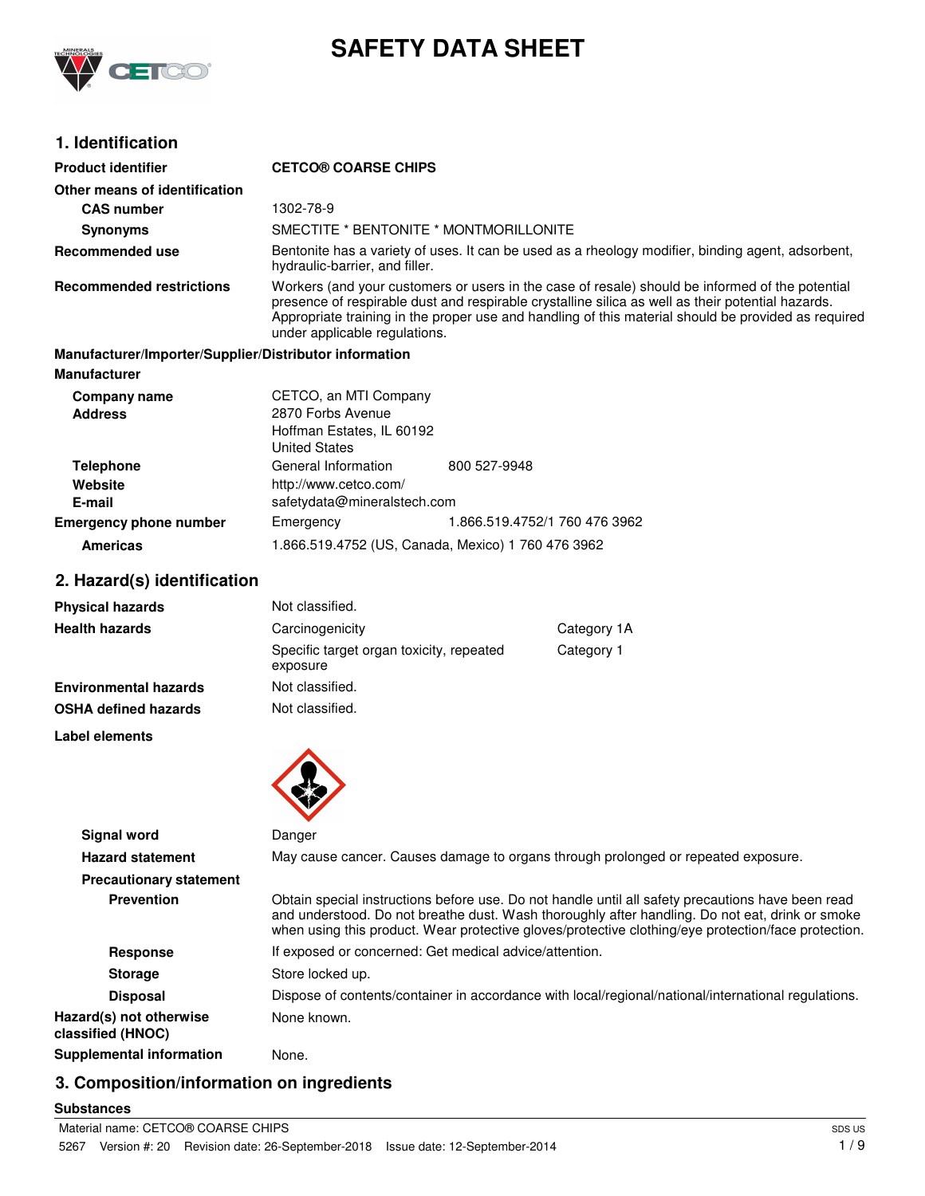# SAFETY DATA SHEET

## 1. Identification

| | |
|---|---|
| **Product identifier** | **CETCO® COARSE CHIPS** |
| **Other means of identification** | |
| **CAS number** | 1302-78-9 |
| **Synonyms** | SMECTITE * BENTONITE * MONTMORILLONITE |
| **Recommended use** | Bentonite has a variety of uses. It can be used as a rheology modifier, binding agent, adsorbent, hydraulic-barrier, and filler. |
| **Recommended restrictions** | Workers (and your customers or users in the case of resale) should be informed of the potential presence of respirable dust and respirable crystalline silica as well as their potential hazards. Appropriate training in the proper use and handling of this material should be provided as required under applicable regulations. |

**Manufacturer/Importer/Supplier/Distributor information**

**Manufacturer**

| | | |
|---|---|---|
| **Company name** | CETCO, an MTI Company | |
| **Address** | 2870 Forbs Avenue<br>Hoffman Estates, IL 60192<br>United States | |
| **Telephone** | General Information | 800 527-9948 |
| **Website** | http://www.cetco.com/ | |
| **E-mail** | safetydata@mineralstech.com | |
| **Emergency phone number** | Emergency | 1.866.519.4752/1 760 476 3962 |
| **Americas** | 1.866.519.4752 (US, Canada, Mexico) 1 760 476 3962 | |

## 2. Hazard(s) identification

| | | |
|---|---|---|
| **Physical hazards** | Not classified. | |
| **Health hazards** | Carcinogenicity | Category 1A |
| | Specific target organ toxicity, repeated exposure | Category 1 |
| **Environmental hazards** | Not classified. | |
| **OSHA defined hazards** | Not classified. | |

**Label elements**

| | |
|---|---|
| **Signal word** | Danger |
| **Hazard statement** | May cause cancer. Causes damage to organs through prolonged or repeated exposure. |
| **Precautionary statement** | |
| **Prevention** | Obtain special instructions before use. Do not handle until all safety precautions have been read and understood. Do not breathe dust. Wash thoroughly after handling. Do not eat, drink or smoke when using this product. Wear protective gloves/protective clothing/eye protection/face protection. |
| **Response** | If exposed or concerned: Get medical advice/attention. |
| **Storage** | Store locked up. |
| **Disposal** | Dispose of contents/container in accordance with local/regional/national/international regulations. |
| **Hazard(s) not otherwise classified (HNOC)** | None known. |
| **Supplemental information** | None. |

## 3. Composition/information on ingredients

**Substances**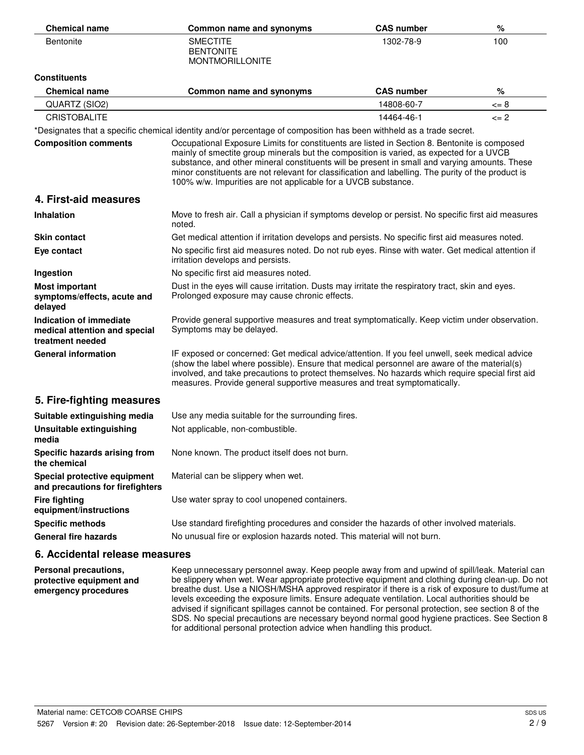| Chemical name | Common name and synonyms | CAS number | % |
|---|---|---|---|
| Bentonite | SMECTITE<br>BENTONITE<br>MONTMORILLONITE | 1302-78-9 | 100 |

**Constituents**

| Chemical name | Common name and synonyms | CAS number | % |
|---|---|---|---|
| QUARTZ (SIO2) | | 14808-60-7 | <= 8 |
| CRISTOBALITE | | 14464-46-1 | <= 2 |

*Designates that a specific chemical identity and/or percentage of composition has been withheld as a trade secret.

**Composition comments**
Occupational Exposure Limits for constituents are listed in Section 8. Bentonite is composed mainly of smectite group minerals but the composition is varied, as expected for a UVCB substance, and other mineral constituents will be present in small and varying amounts. These minor constituents are not relevant for classification and labelling. The purity of the product is 100% w/w. Impurities are not applicable for a UVCB substance.

## 4. First-aid measures

**Inhalation**
Move to fresh air. Call a physician if symptoms develop or persist. No specific first aid measures noted.

**Skin contact**
Get medical attention if irritation develops and persists. No specific first aid measures noted.

**Eye contact**
No specific first aid measures noted. Do not rub eyes. Rinse with water. Get medical attention if irritation develops and persists.

**Ingestion**
No specific first aid measures noted.

**Most important symptoms/effects, acute and delayed**
Dust in the eyes will cause irritation. Dusts may irritate the respiratory tract, skin and eyes. Prolonged exposure may cause chronic effects.

**Indication of immediate medical attention and special treatment needed**
Provide general supportive measures and treat symptomatically. Keep victim under observation. Symptoms may be delayed.

**General information**
IF exposed or concerned: Get medical advice/attention. If you feel unwell, seek medical advice (show the label where possible). Ensure that medical personnel are aware of the material(s) involved, and take precautions to protect themselves. No hazards which require special first aid measures. Provide general supportive measures and treat symptomatically.

## 5. Fire-fighting measures

**Suitable extinguishing media**
Use any media suitable for the surrounding fires.

**Unsuitable extinguishing media**
Not applicable, non-combustible.

**Specific hazards arising from the chemical**
None known. The product itself does not burn.

**Special protective equipment and precautions for firefighters**
Material can be slippery when wet.

**Fire fighting equipment/instructions**
Use water spray to cool unopened containers.

**Specific methods**
Use standard firefighting procedures and consider the hazards of other involved materials.

**General fire hazards**
No unusual fire or explosion hazards noted. This material will not burn.

## 6. Accidental release measures

**Personal precautions, protective equipment and emergency procedures**
Keep unnecessary personnel away. Keep people away from and upwind of spill/leak. Material can be slippery when wet. Wear appropriate protective equipment and clothing during clean-up. Do not breathe dust. Use a NIOSH/MSHA approved respirator if there is a risk of exposure to dust/fume at levels exceeding the exposure limits. Ensure adequate ventilation. Local authorities should be advised if significant spillages cannot be contained. For personal protection, see section 8 of the SDS. No special precautions are necessary beyond normal good hygiene practices. See Section 8 for additional personal protection advice when handling this product.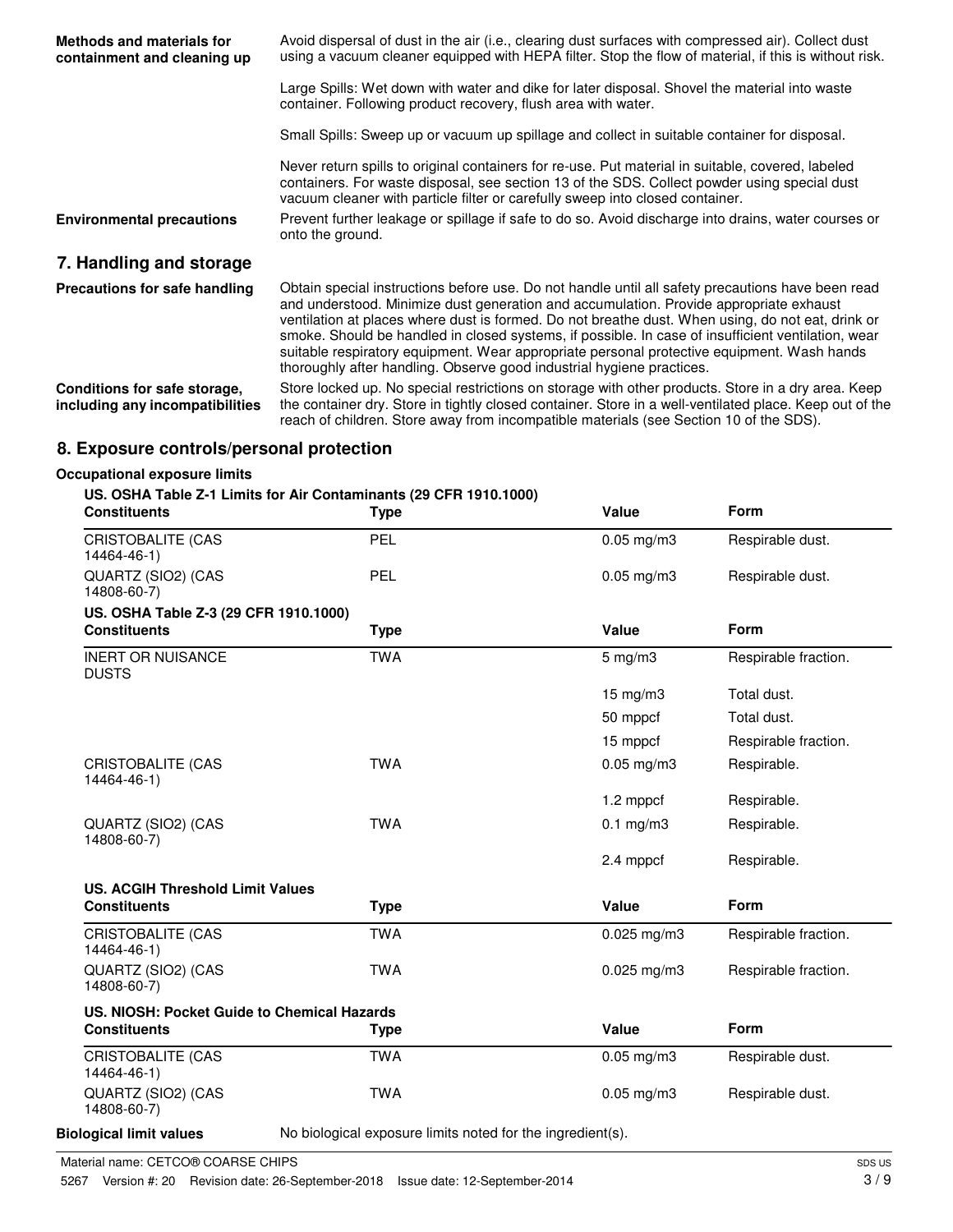| | |
|---|---|
| **Methods and materials for containment and cleaning up** | Avoid dispersal of dust in the air (i.e., clearing dust surfaces with compressed air). Collect dust using a vacuum cleaner equipped with HEPA filter. Stop the flow of material, if this is without risk.<br><br>Large Spills: Wet down with water and dike for later disposal. Shovel the material into waste container. Following product recovery, flush area with water.<br><br>Small Spills: Sweep up or vacuum up spillage and collect in suitable container for disposal.<br><br>Never return spills to original containers for re-use. Put material in suitable, covered, labeled containers. For waste disposal, see section 13 of the SDS. Collect powder using special dust vacuum cleaner with particle filter or carefully sweep into closed container. |
| **Environmental precautions** | Prevent further leakage or spillage if safe to do so. Avoid discharge into drains, water courses or onto the ground. |

## 7. Handling and storage

| | |
|---|---|
| **Precautions for safe handling** | Obtain special instructions before use. Do not handle until all safety precautions have been read and understood. Minimize dust generation and accumulation. Provide appropriate exhaust ventilation at places where dust is formed. Do not breathe dust. When using, do not eat, drink or smoke. Should be handled in closed systems, if possible. In case of insufficient ventilation, wear suitable respiratory equipment. Wear appropriate personal protective equipment. Wash hands thoroughly after handling. Observe good industrial hygiene practices. |
| **Conditions for safe storage, including any incompatibilities** | Store locked up. No special restrictions on storage with other products. Store in a dry area. Keep the container dry. Store in tightly closed container. Store in a well-ventilated place. Keep out of the reach of children. Store away from incompatible materials (see Section 10 of the SDS). |

## 8. Exposure controls/personal protection

**Occupational exposure limits**

**US. OSHA Table Z-1 Limits for Air Contaminants (29 CFR 1910.1000)**

| Constituents | Type | Value | Form |
|---|---|---|---|
| CRISTOBALITE (CAS 14464-46-1) | PEL | 0.05 mg/m3 | Respirable dust. |
| QUARTZ (SIO2) (CAS 14808-60-7) | PEL | 0.05 mg/m3 | Respirable dust. |

**US. OSHA Table Z-3 (29 CFR 1910.1000)**

| Constituents | Type | Value | Form |
|---|---|---|---|
| INERT OR NUISANCE DUSTS | TWA | 5 mg/m3 | Respirable fraction. |
| | | 15 mg/m3 | Total dust. |
| | | 50 mppcf | Total dust. |
| | | 15 mppcf | Respirable fraction. |
| CRISTOBALITE (CAS 14464-46-1) | TWA | 0.05 mg/m3 | Respirable. |
| | | 1.2 mppcf | Respirable. |
| QUARTZ (SIO2) (CAS 14808-60-7) | TWA | 0.1 mg/m3 | Respirable. |
| | | 2.4 mppcf | Respirable. |

**US. ACGIH Threshold Limit Values**

| Constituents | Type | Value | Form |
|---|---|---|---|
| CRISTOBALITE (CAS 14464-46-1) | TWA | 0.025 mg/m3 | Respirable fraction. |
| QUARTZ (SIO2) (CAS 14808-60-7) | TWA | 0.025 mg/m3 | Respirable fraction. |

**US. NIOSH: Pocket Guide to Chemical Hazards**

| Constituents | Type | Value | Form |
|---|---|---|---|
| CRISTOBALITE (CAS 14464-46-1) | TWA | 0.05 mg/m3 | Respirable dust. |
| QUARTZ (SIO2) (CAS 14808-60-7) | TWA | 0.05 mg/m3 | Respirable dust. |

**Biological limit values** No biological exposure limits noted for the ingredient(s).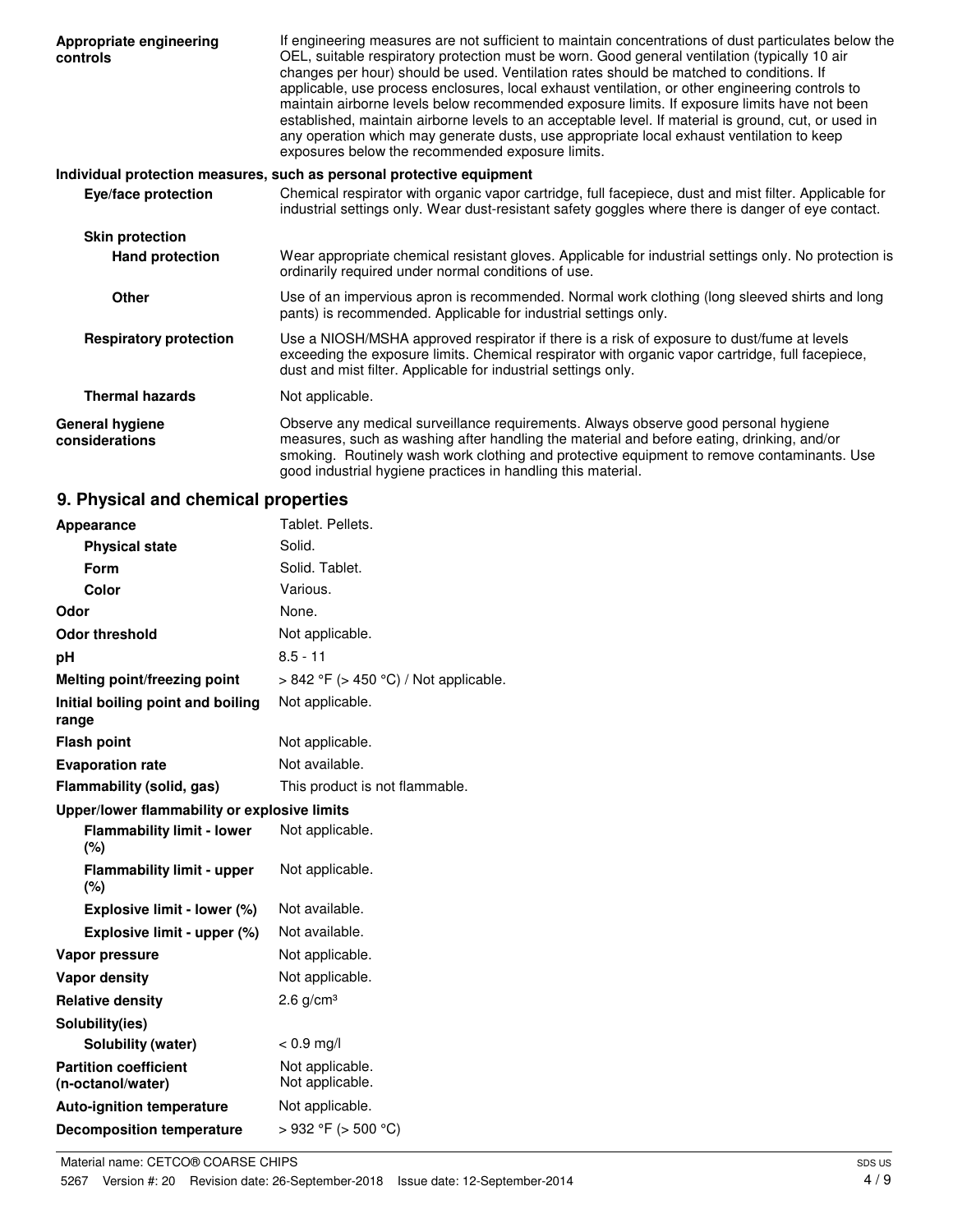| | |
|---|---|
| **Appropriate engineering controls** | If engineering measures are not sufficient to maintain concentrations of dust particulates below the OEL, suitable respiratory protection must be worn. Good general ventilation (typically 10 air changes per hour) should be used. Ventilation rates should be matched to conditions. If applicable, use process enclosures, local exhaust ventilation, or other engineering controls to maintain airborne levels below recommended exposure limits. If exposure limits have not been established, maintain airborne levels to an acceptable level. If material is ground, cut, or used in any operation which may generate dusts, use appropriate local exhaust ventilation to keep exposures below the recommended exposure limits. |

**Individual protection measures, such as personal protective equipment**

| | |
|---|---|
| **Eye/face protection** | Chemical respirator with organic vapor cartridge, full facepiece, dust and mist filter. Applicable for industrial settings only. Wear dust-resistant safety goggles where there is danger of eye contact. |
| **Skin protection** | |
| **Hand protection** | Wear appropriate chemical resistant gloves. Applicable for industrial settings only. No protection is ordinarily required under normal conditions of use. |
| **Other** | Use of an impervious apron is recommended. Normal work clothing (long sleeved shirts and long pants) is recommended. Applicable for industrial settings only. |
| **Respiratory protection** | Use a NIOSH/MSHA approved respirator if there is a risk of exposure to dust/fume at levels exceeding the exposure limits. Chemical respirator with organic vapor cartridge, full facepiece, dust and mist filter. Applicable for industrial settings only. |
| **Thermal hazards** | Not applicable. |
| **General hygiene considerations** | Observe any medical surveillance requirements. Always observe good personal hygiene measures, such as washing after handling the material and before eating, drinking, and/or smoking. Routinely wash work clothing and protective equipment to remove contaminants. Use good industrial hygiene practices in handling this material. |

## 9. Physical and chemical properties

| | |
|---|---|
| **Appearance** | Tablet. Pellets. |
| **Physical state** | Solid. |
| **Form** | Solid. Tablet. |
| **Color** | Various. |
| **Odor** | None. |
| **Odor threshold** | Not applicable. |
| **pH** | 8.5 - 11 |
| **Melting point/freezing point** | > 842 °F (> 450 °C) / Not applicable. |
| **Initial boiling point and boiling range** | Not applicable. |
| **Flash point** | Not applicable. |
| **Evaporation rate** | Not available. |
| **Flammability (solid, gas)** | This product is not flammable. |
| **Upper/lower flammability or explosive limits** | |
| **Flammability limit - lower (%)** | Not applicable. |
| **Flammability limit - upper (%)** | Not applicable. |
| **Explosive limit - lower (%)** | Not available. |
| **Explosive limit - upper (%)** | Not available. |
| **Vapor pressure** | Not applicable. |
| **Vapor density** | Not applicable. |
| **Relative density** | 2.6 g/cm³ |
| **Solubility(ies)** | |
| **Solubility (water)** | < 0.9 mg/l |
| **Partition coefficient (n-octanol/water)** | Not applicable. Not applicable. |
| **Auto-ignition temperature** | Not applicable. |
| **Decomposition temperature** | > 932 °F (> 500 °C) |

Material name: CETCO® COARSE CHIPS

5267 Version #: 20 Revision date: 26-September-2018 Issue date: 12-September-2014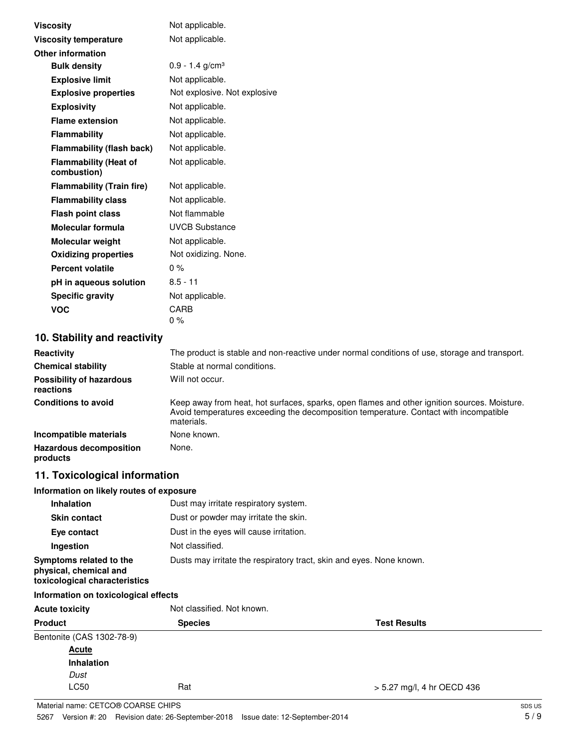| | |
|---|---|
| **Viscosity** | Not applicable. |
| **Viscosity temperature** | Not applicable. |

**Other information**

| | |
|---|---|
| **Bulk density** | 0.9 - 1.4 g/cm³ |
| **Explosive limit** | Not applicable. |
| **Explosive properties** | Not explosive. Not explosive |
| **Explosivity** | Not applicable. |
| **Flame extension** | Not applicable. |
| **Flammability** | Not applicable. |
| **Flammability (flash back)** | Not applicable. |
| **Flammability (Heat of combustion)** | Not applicable. |
| **Flammability (Train fire)** | Not applicable. |
| **Flammability class** | Not applicable. |
| **Flash point class** | Not flammable |
| **Molecular formula** | UVCB Substance |
| **Molecular weight** | Not applicable. |
| **Oxidizing properties** | Not oxidizing. None. |
| **Percent volatile** | 0 % |
| **pH in aqueous solution** | 8.5 - 11 |
| **Specific gravity** | Not applicable. |
| **VOC** | CARB<br>0 % |

## 10. Stability and reactivity

| | |
|---|---|
| **Reactivity** | The product is stable and non-reactive under normal conditions of use, storage and transport. |
| **Chemical stability** | Stable at normal conditions. |
| **Possibility of hazardous reactions** | Will not occur. |
| **Conditions to avoid** | Keep away from heat, hot surfaces, sparks, open flames and other ignition sources. Moisture. Avoid temperatures exceeding the decomposition temperature. Contact with incompatible materials. |
| **Incompatible materials** | None known. |
| **Hazardous decomposition products** | None. |

## 11. Toxicological information

**Information on likely routes of exposure**

| | |
|---|---|
| **Inhalation** | Dust may irritate respiratory system. |
| **Skin contact** | Dust or powder may irritate the skin. |
| **Eye contact** | Dust in the eyes will cause irritation. |
| **Ingestion** | Not classified. |
| **Symptoms related to the physical, chemical and toxicological characteristics** | Dusts may irritate the respiratory tract, skin and eyes. None known. |

**Information on toxicological effects**

**Acute toxicity** Not classified. Not known.

| Product | Species | Test Results |
|---|---|---|
| Bentonite (CAS 1302-78-9) | | |
| **Acute** | | |
| **Inhalation** | | |
| *Dust* | | |
| LC50 | Rat | > 5.27 mg/l, 4 hr OECD 436 |

Material name: CETCO® COARSE CHIPS

5267 Version #: 20 Revision date: 26-September-2018 Issue date: 12-September-2014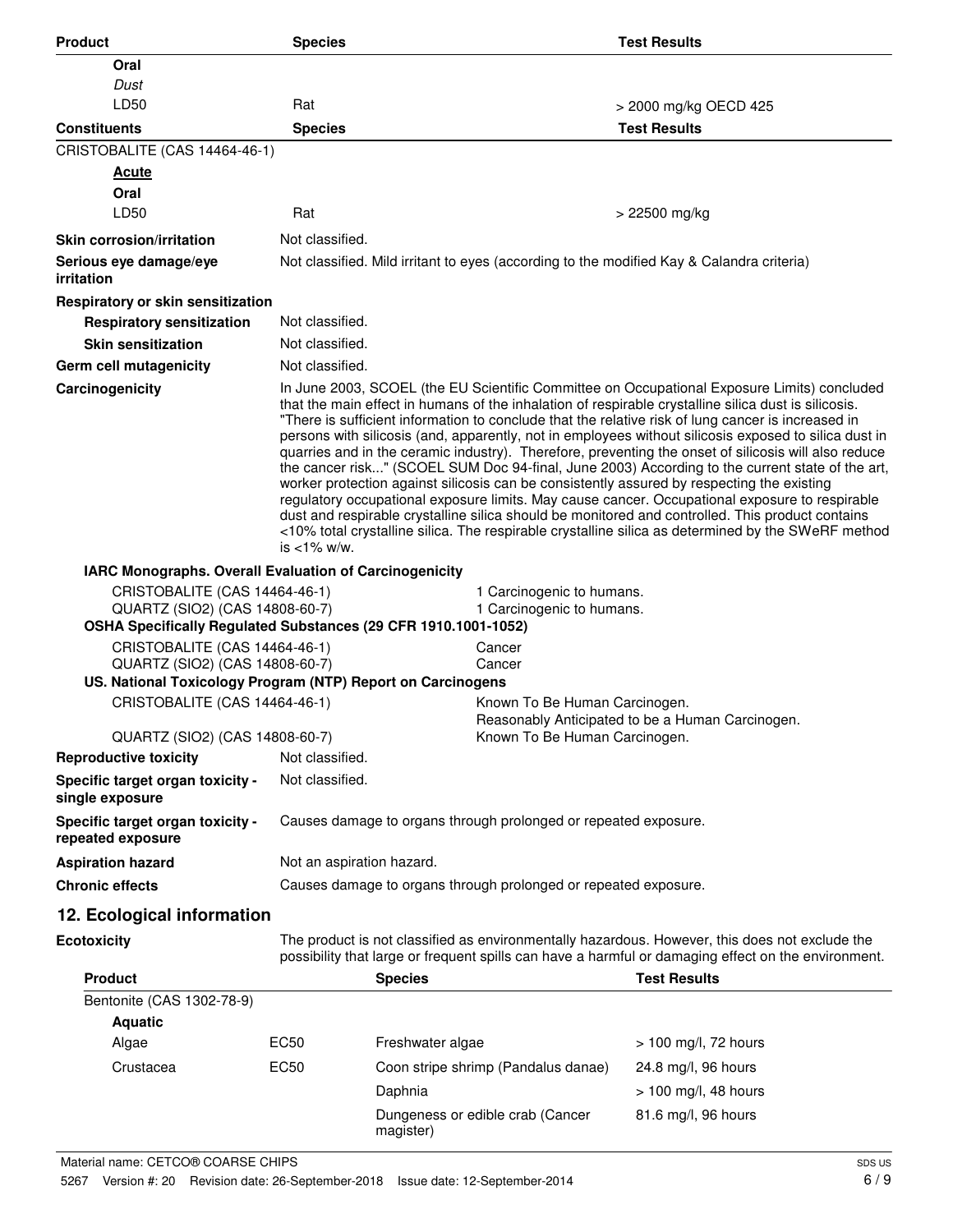| Product | Species | Test Results |
|---|---|---|
| **Oral** | | |
| *Dust* | | |
| LD50 | Rat | > 2000 mg/kg OECD 425 |

| Constituents | Species | Test Results |
|---|---|---|
| CRISTOBALITE (CAS 14464-46-1) | | |
| **Acute** | | |
| **Oral** | | |
| LD50 | Rat | > 22500 mg/kg |

**Skin corrosion/irritation** Not classified.

**Serious eye damage/eye irritation** Not classified. Mild irritant to eyes (according to the modified Kay & Calandra criteria)

**Respiratory or skin sensitization**

**Respiratory sensitization** Not classified.

**Skin sensitization** Not classified.

**Germ cell mutagenicity** Not classified.

**Carcinogenicity** In June 2003, SCOEL (the EU Scientific Committee on Occupational Exposure Limits) concluded that the main effect in humans of the inhalation of respirable crystalline silica dust is silicosis. "There is sufficient information to conclude that the relative risk of lung cancer is increased in persons with silicosis (and, apparently, not in employees without silicosis exposed to silica dust in quarries and in the ceramic industry). Therefore, preventing the onset of silicosis will also reduce the cancer risk..." (SCOEL SUM Doc 94-final, June 2003) According to the current state of the art, worker protection against silicosis can be consistently assured by respecting the existing regulatory occupational exposure limits. May cause cancer. Occupational exposure to respirable dust and respirable crystalline silica should be monitored and controlled. This product contains <10% total crystalline silica. The respirable crystalline silica as determined by the SWeRF method is <1% w/w.

**IARC Monographs. Overall Evaluation of Carcinogenicity**

| | |
|---|---|
| CRISTOBALITE (CAS 14464-46-1) | 1 Carcinogenic to humans. |
| QUARTZ (SIO2) (CAS 14808-60-7) | 1 Carcinogenic to humans. |

**OSHA Specifically Regulated Substances (29 CFR 1910.1001-1052)**

| | |
|---|---|
| CRISTOBALITE (CAS 14464-46-1) | Cancer |
| QUARTZ (SIO2) (CAS 14808-60-7) | Cancer |

**US. National Toxicology Program (NTP) Report on Carcinogens**

| | |
|---|---|
| CRISTOBALITE (CAS 14464-46-1) | Known To Be Human Carcinogen.<br>Reasonably Anticipated to be a Human Carcinogen. |
| QUARTZ (SIO2) (CAS 14808-60-7) | Known To Be Human Carcinogen. |

**Reproductive toxicity** Not classified.

**Specific target organ toxicity - single exposure** Not classified.

**Specific target organ toxicity - repeated exposure** Causes damage to organs through prolonged or repeated exposure.

**Aspiration hazard** Not an aspiration hazard.

**Chronic effects** Causes damage to organs through prolonged or repeated exposure.

## 12. Ecological information

**Ecotoxicity** The product is not classified as environmentally hazardous. However, this does not exclude the possibility that large or frequent spills can have a harmful or damaging effect on the environment.

| Product | | Species | Test Results |
|---|---|---|---|
| Bentonite (CAS 1302-78-9) | | | |
| **Aquatic** | | | |
| Algae | EC50 | Freshwater algae | > 100 mg/l, 72 hours |
| Crustacea | EC50 | Coon stripe shrimp (Pandalus danae) | 24.8 mg/l, 96 hours |
| | | Daphnia | > 100 mg/l, 48 hours |
| | | Dungeness or edible crab (Cancer magister) | 81.6 mg/l, 96 hours |

Material name: CETCO® COARSE CHIPS

5267 Version #: 20 Revision date: 26-September-2018 Issue date: 12-September-2014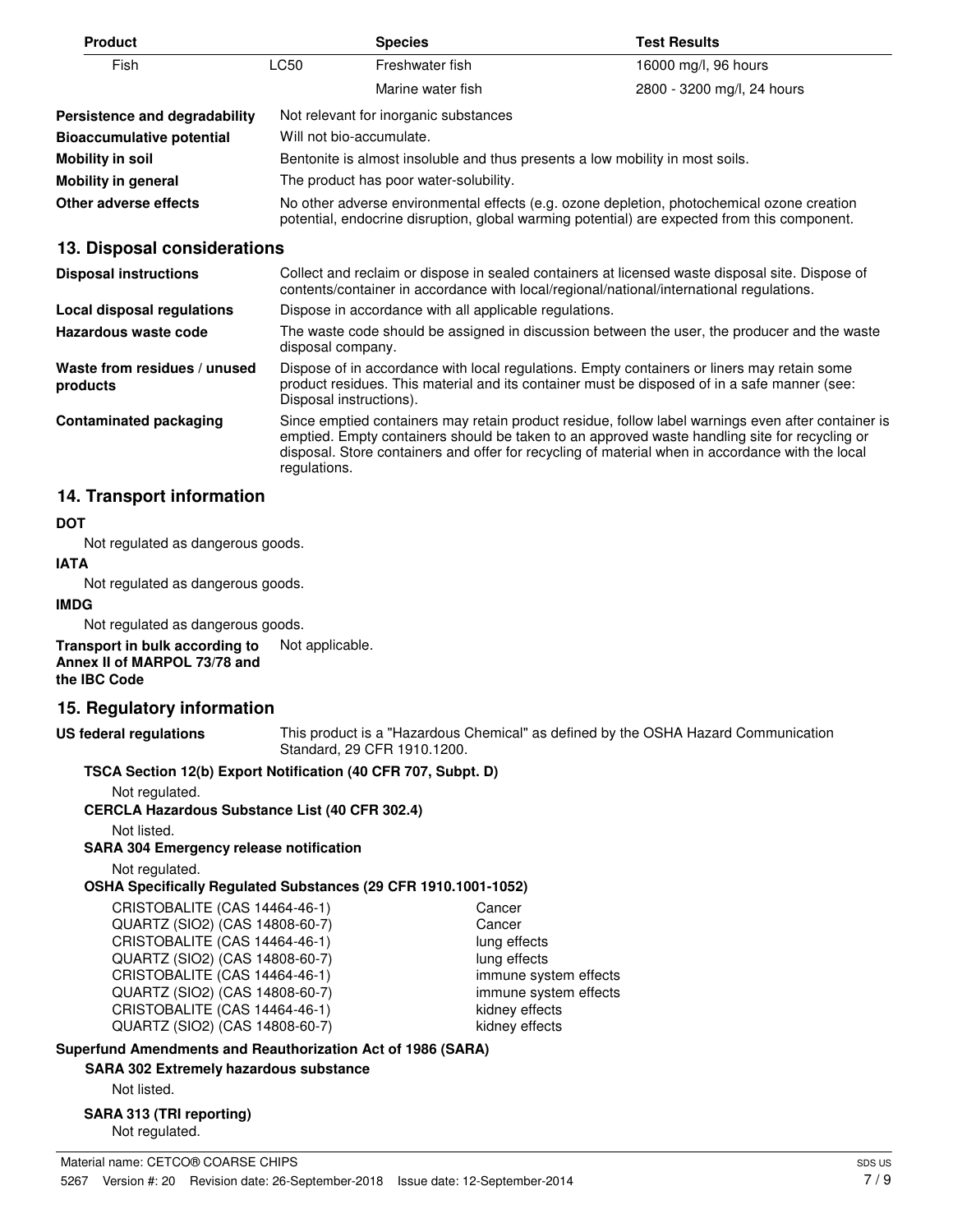| Product | | Species | Test Results |
|---|---|---|---|
| Fish | LC50 | Freshwater fish | 16000 mg/l, 96 hours |
| | | Marine water fish | 2800 - 3200 mg/l, 24 hours |

**Persistence and degradability** Not relevant for inorganic substances

**Bioaccumulative potential** Will not bio-accumulate.

**Mobility in soil** Bentonite is almost insoluble and thus presents a low mobility in most soils.

**Mobility in general** The product has poor water-solubility.

**Other adverse effects** No other adverse environmental effects (e.g. ozone depletion, photochemical ozone creation potential, endocrine disruption, global warming potential) are expected from this component.

## 13. Disposal considerations

**Disposal instructions** Collect and reclaim or dispose in sealed containers at licensed waste disposal site. Dispose of contents/container in accordance with local/regional/national/international regulations.

**Local disposal regulations** Dispose in accordance with all applicable regulations.

**Hazardous waste code** The waste code should be assigned in discussion between the user, the producer and the waste disposal company.

**Waste from residues / unused products** Dispose of in accordance with local regulations. Empty containers or liners may retain some product residues. This material and its container must be disposed of in a safe manner (see: Disposal instructions).

**Contaminated packaging** Since emptied containers may retain product residue, follow label warnings even after container is emptied. Empty containers should be taken to an approved waste handling site for recycling or disposal. Store containers and offer for recycling of material when in accordance with the local regulations.

## 14. Transport information

**DOT**

Not regulated as dangerous goods.

**IATA**

Not regulated as dangerous goods.

**IMDG**

Not regulated as dangerous goods.

**Transport in bulk according to Annex II of MARPOL 73/78 and the IBC Code** Not applicable.

## 15. Regulatory information

**US federal regulations** This product is a "Hazardous Chemical" as defined by the OSHA Hazard Communication Standard, 29 CFR 1910.1200.

**TSCA Section 12(b) Export Notification (40 CFR 707, Subpt. D)**

Not regulated.

**CERCLA Hazardous Substance List (40 CFR 302.4)**

Not listed.

**SARA 304 Emergency release notification**

Not regulated.

**OSHA Specifically Regulated Substances (29 CFR 1910.1001-1052)**

| | |
|---|---|
| CRISTOBALITE (CAS 14464-46-1) | Cancer |
| QUARTZ (SIO2) (CAS 14808-60-7) | Cancer |
| CRISTOBALITE (CAS 14464-46-1) | lung effects |
| QUARTZ (SIO2) (CAS 14808-60-7) | lung effects |
| CRISTOBALITE (CAS 14464-46-1) | immune system effects |
| QUARTZ (SIO2) (CAS 14808-60-7) | immune system effects |
| CRISTOBALITE (CAS 14464-46-1) | kidney effects |
| QUARTZ (SIO2) (CAS 14808-60-7) | kidney effects |

**Superfund Amendments and Reauthorization Act of 1986 (SARA)**

**SARA 302 Extremely hazardous substance**

Not listed.

**SARA 313 (TRI reporting)**

Not regulated.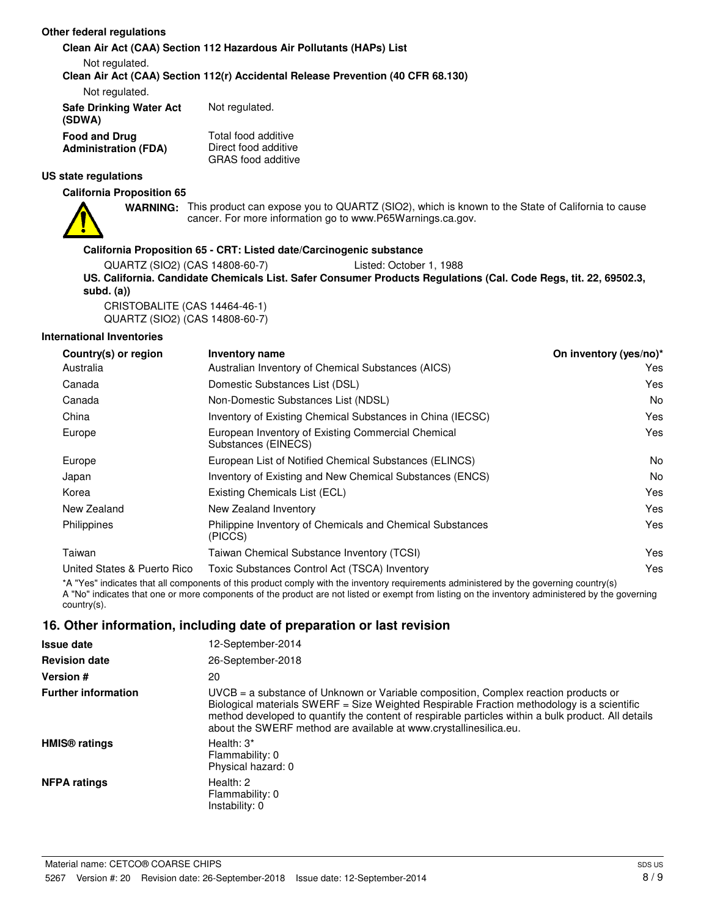**Other federal regulations**

**Clean Air Act (CAA) Section 112 Hazardous Air Pollutants (HAPs) List**

Not regulated.

**Clean Air Act (CAA) Section 112(r) Accidental Release Prevention (40 CFR 68.130)**

Not regulated.

| | |
|---|---|
| **Safe Drinking Water Act (SDWA)** | Not regulated. |
| **Food and Drug Administration (FDA)** | Total food additive<br>Direct food additive<br>GRAS food additive |

**US state regulations**

**California Proposition 65**

**WARNING:** This product can expose you to QUARTZ (SIO2), which is known to the State of California to cause cancer. For more information go to www.P65Warnings.ca.gov.

**California Proposition 65 - CRT: Listed date/Carcinogenic substance**

QUARTZ (SIO2) (CAS 14808-60-7) Listed: October 1, 1988

**US. California. Candidate Chemicals List. Safer Consumer Products Regulations (Cal. Code Regs, tit. 22, 69502.3, subd. (a))**

CRISTOBALITE (CAS 14464-46-1)
QUARTZ (SIO2) (CAS 14808-60-7)

**International Inventories**

| Country(s) or region | Inventory name | On inventory (yes/no)* |
|---|---|---|
| Australia | Australian Inventory of Chemical Substances (AICS) | Yes |
| Canada | Domestic Substances List (DSL) | Yes |
| Canada | Non-Domestic Substances List (NDSL) | No |
| China | Inventory of Existing Chemical Substances in China (IECSC) | Yes |
| Europe | European Inventory of Existing Commercial Chemical Substances (EINECS) | Yes |
| Europe | European List of Notified Chemical Substances (ELINCS) | No |
| Japan | Inventory of Existing and New Chemical Substances (ENCS) | No |
| Korea | Existing Chemicals List (ECL) | Yes |
| New Zealand | New Zealand Inventory | Yes |
| Philippines | Philippine Inventory of Chemicals and Chemical Substances (PICCS) | Yes |
| Taiwan | Taiwan Chemical Substance Inventory (TCSI) | Yes |
| United States & Puerto Rico | Toxic Substances Control Act (TSCA) Inventory | Yes |

*A "Yes" indicates that all components of this product comply with the inventory requirements administered by the governing country(s)
A "No" indicates that one or more components of the product are not listed or exempt from listing on the inventory administered by the governing country(s).

## 16. Other information, including date of preparation or last revision

| | |
|---|---|
| **Issue date** | 12-September-2014 |
| **Revision date** | 26-September-2018 |
| **Version #** | 20 |
| **Further information** | UVCB = a substance of Unknown or Variable composition, Complex reaction products or Biological materials SWERF = Size Weighted Respirable Fraction methodology is a scientific method developed to quantify the content of respirable particles within a bulk product. All details about the SWERF method are available at www.crystallinesilica.eu. |
| **HMIS® ratings** | Health: 3*<br>Flammability: 0<br>Physical hazard: 0 |
| **NFPA ratings** | Health: 2<br>Flammability: 0<br>Instability: 0 |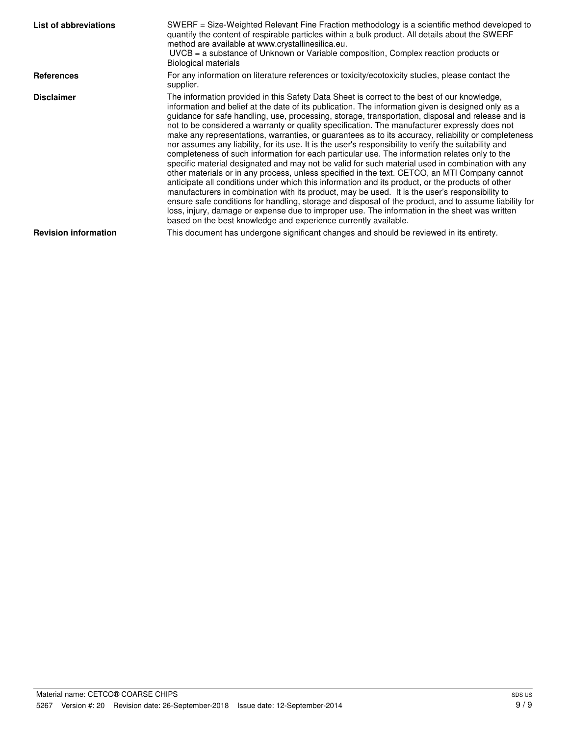**List of abbreviations**

SWERF = Size-Weighted Relevant Fine Fraction methodology is a scientific method developed to quantify the content of respirable particles within a bulk product. All details about the SWERF method are available at www.crystallinesilica.eu.
UVCB = a substance of Unknown or Variable composition, Complex reaction products or Biological materials

**References**

For any information on literature references or toxicity/ecotoxicity studies, please contact the supplier.

**Disclaimer**

The information provided in this Safety Data Sheet is correct to the best of our knowledge, information and belief at the date of its publication. The information given is designed only as a guidance for safe handling, use, processing, storage, transportation, disposal and release and is not to be considered a warranty or quality specification. The manufacturer expressly does not make any representations, warranties, or guarantees as to its accuracy, reliability or completeness nor assumes any liability, for its use. It is the user's responsibility to verify the suitability and completeness of such information for each particular use. The information relates only to the specific material designated and may not be valid for such material used in combination with any other materials or in any process, unless specified in the text. CETCO, an MTI Company cannot anticipate all conditions under which this information and its product, or the products of other manufacturers in combination with its product, may be used. It is the user's responsibility to ensure safe conditions for handling, storage and disposal of the product, and to assume liability for loss, injury, damage or expense due to improper use. The information in the sheet was written based on the best knowledge and experience currently available.

**Revision information**

This document has undergone significant changes and should be reviewed in its entirety.